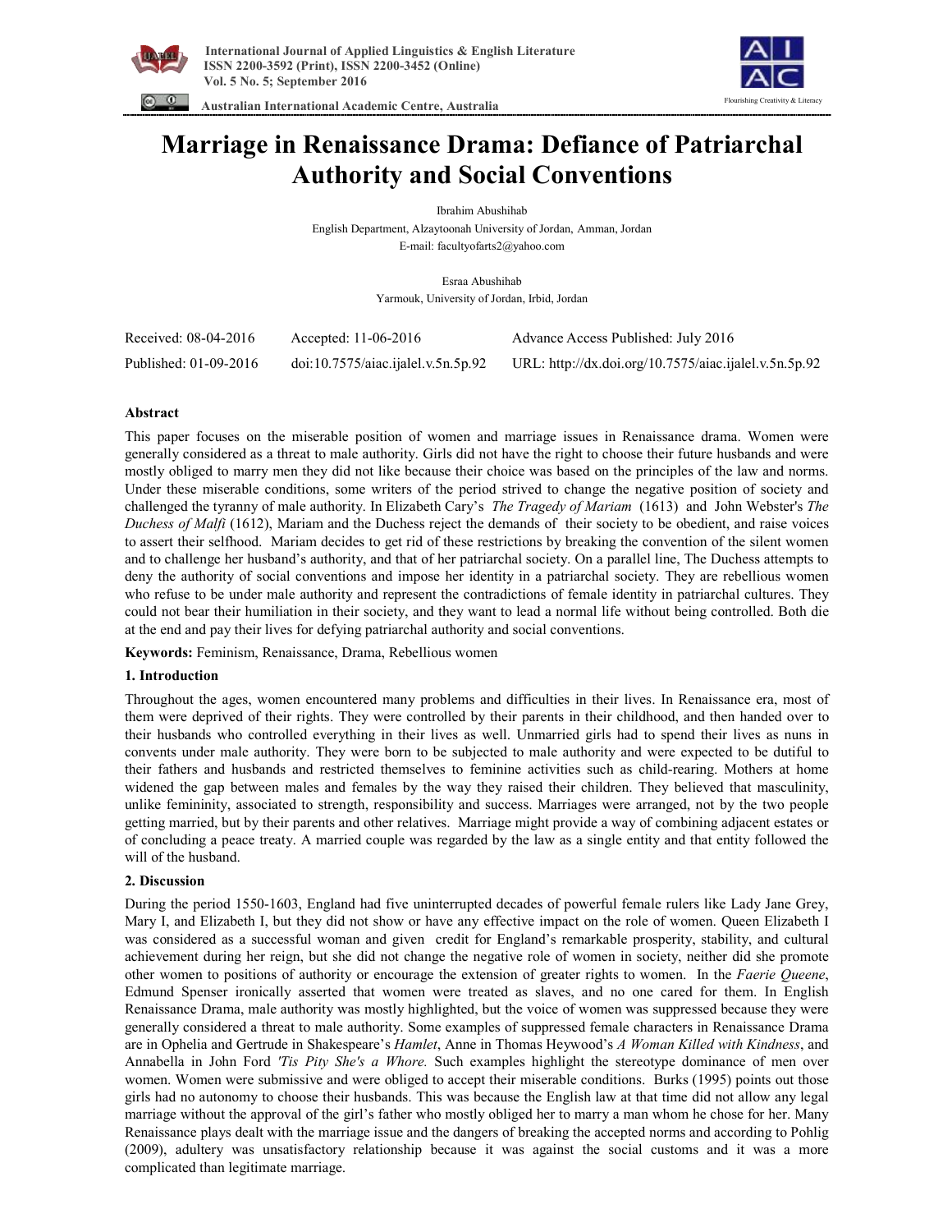# Marriage in Renaissance Drama: Defiance of Patriarchal Authority and Social Conventions

Ibrahim Abushihab
English Department, Alzaytoonah University of Jordan, Amman, Jordan
E-mail: facultyofarts2@yahoo.com

Esraa Abushihab
Yarmouk, University of Jordan, Irbid, Jordan

| Received: 08-04-2016 | Accepted: 11-06-2016 | Advance Access Published: July 2016 |
|---|---|---|
| Published: 01-09-2016 | doi:10.7575/aiac.ijalel.v.5n.5p.92 | URL: http://dx.doi.org/10.7575/aiac.ijalel.v.5n.5p.92 |

## Abstract

This paper focuses on the miserable position of women and marriage issues in Renaissance drama. Women were generally considered as a threat to male authority. Girls did not have the right to choose their future husbands and were mostly obliged to marry men they did not like because their choice was based on the principles of the law and norms. Under these miserable conditions, some writers of the period strived to change the negative position of society and challenged the tyranny of male authority. In Elizabeth Cary's *The Tragedy of Mariam* (1613) and John Webster's *The Duchess of Malfi* (1612), Mariam and the Duchess reject the demands of their society to be obedient, and raise voices to assert their selfhood. Mariam decides to get rid of these restrictions by breaking the convention of the silent women and to challenge her husband's authority, and that of her patriarchal society. On a parallel line, The Duchess attempts to deny the authority of social conventions and impose her identity in a patriarchal society. They are rebellious women who refuse to be under male authority and represent the contradictions of female identity in patriarchal cultures. They could not bear their humiliation in their society, and they want to lead a normal life without being controlled. Both die at the end and pay their lives for defying patriarchal authority and social conventions.

**Keywords:** Feminism, Renaissance, Drama, Rebellious women

## 1. Introduction

Throughout the ages, women encountered many problems and difficulties in their lives. In Renaissance era, most of them were deprived of their rights. They were controlled by their parents in their childhood, and then handed over to their husbands who controlled everything in their lives as well. Unmarried girls had to spend their lives as nuns in convents under male authority. They were born to be subjected to male authority and were expected to be dutiful to their fathers and husbands and restricted themselves to feminine activities such as child-rearing. Mothers at home widened the gap between males and females by the way they raised their children. They believed that masculinity, unlike femininity, associated to strength, responsibility and success. Marriages were arranged, not by the two people getting married, but by their parents and other relatives. Marriage might provide a way of combining adjacent estates or of concluding a peace treaty. A married couple was regarded by the law as a single entity and that entity followed the will of the husband.

## 2. Discussion

During the period 1550-1603, England had five uninterrupted decades of powerful female rulers like Lady Jane Grey, Mary I, and Elizabeth I, but they did not show or have any effective impact on the role of women. Queen Elizabeth I was considered as a successful woman and given credit for England's remarkable prosperity, stability, and cultural achievement during her reign, but she did not change the negative role of women in society, neither did she promote other women to positions of authority or encourage the extension of greater rights to women. In the *Faerie Queene*, Edmund Spenser ironically asserted that women were treated as slaves, and no one cared for them. In English Renaissance Drama, male authority was mostly highlighted, but the voice of women was suppressed because they were generally considered a threat to male authority. Some examples of suppressed female characters in Renaissance Drama are in Ophelia and Gertrude in Shakespeare's *Hamlet*, Anne in Thomas Heywood's *A Woman Killed with Kindness*, and Annabella in John Ford *'Tis Pity She's a Whore.* Such examples highlight the stereotype dominance of men over women. Women were submissive and were obliged to accept their miserable conditions. Burks (1995) points out those girls had no autonomy to choose their husbands. This was because the English law at that time did not allow any legal marriage without the approval of the girl's father who mostly obliged her to marry a man whom he chose for her. Many Renaissance plays dealt with the marriage issue and the dangers of breaking the accepted norms and according to Pohlig (2009), adultery was unsatisfactory relationship because it was against the social customs and it was a more complicated than legitimate marriage.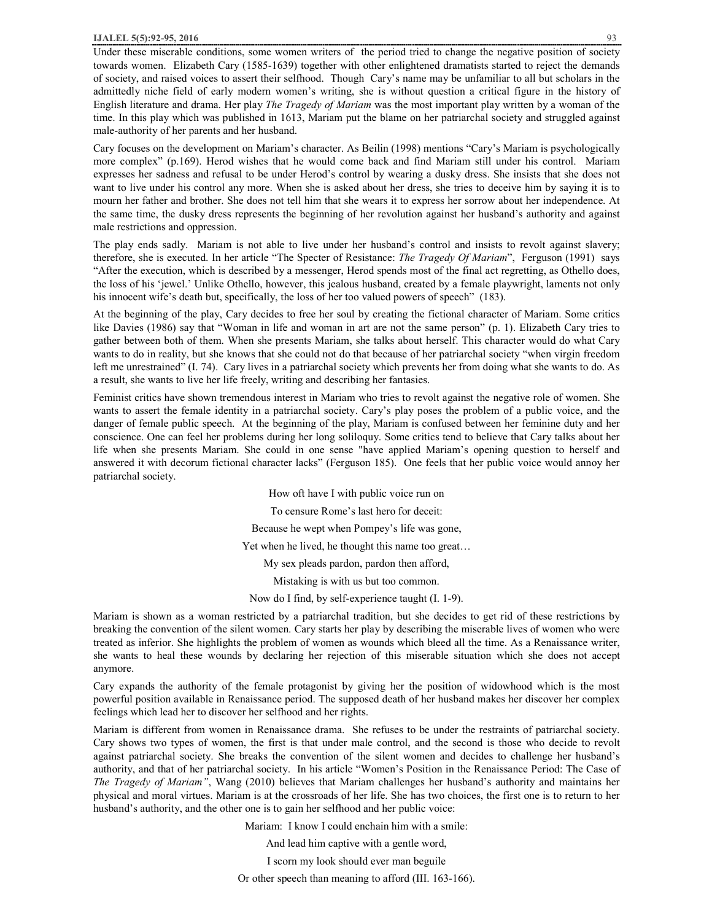Under these miserable conditions, some women writers of the period tried to change the negative position of society towards women. Elizabeth Cary (1585-1639) together with other enlightened dramatists started to reject the demands of society, and raised voices to assert their selfhood. Though Cary's name may be unfamiliar to all but scholars in the admittedly niche field of early modern women's writing, she is without question a critical figure in the history of English literature and drama. Her play *The Tragedy of Mariam* was the most important play written by a woman of the time. In this play which was published in 1613, Mariam put the blame on her patriarchal society and struggled against male-authority of her parents and her husband.

Cary focuses on the development on Mariam's character. As Beilin (1998) mentions "Cary's Mariam is psychologically more complex" (p.169). Herod wishes that he would come back and find Mariam still under his control. Mariam expresses her sadness and refusal to be under Herod's control by wearing a dusky dress. She insists that she does not want to live under his control any more. When she is asked about her dress, she tries to deceive him by saying it is to mourn her father and brother. She does not tell him that she wears it to express her sorrow about her independence. At the same time, the dusky dress represents the beginning of her revolution against her husband's authority and against male restrictions and oppression.

The play ends sadly. Mariam is not able to live under her husband's control and insists to revolt against slavery; therefore, she is executed. In her article "The Specter of Resistance: *The Tragedy Of Mariam*", Ferguson (1991) says "After the execution, which is described by a messenger, Herod spends most of the final act regretting, as Othello does, the loss of his 'jewel.' Unlike Othello, however, this jealous husband, created by a female playwright, laments not only his innocent wife's death but, specifically, the loss of her too valued powers of speech" (183).

At the beginning of the play, Cary decides to free her soul by creating the fictional character of Mariam. Some critics like Davies (1986) say that "Woman in life and woman in art are not the same person" (p. 1). Elizabeth Cary tries to gather between both of them. When she presents Mariam, she talks about herself. This character would do what Cary wants to do in reality, but she knows that she could not do that because of her patriarchal society "when virgin freedom left me unrestrained" (I. 74). Cary lives in a patriarchal society which prevents her from doing what she wants to do. As a result, she wants to live her life freely, writing and describing her fantasies.

Feminist critics have shown tremendous interest in Mariam who tries to revolt against the negative role of women. She wants to assert the female identity in a patriarchal society. Cary's play poses the problem of a public voice, and the danger of female public speech. At the beginning of the play, Mariam is confused between her feminine duty and her conscience. One can feel her problems during her long soliloquy. Some critics tend to believe that Cary talks about her life when she presents Mariam. She could in one sense "have applied Mariam's opening question to herself and answered it with decorum fictional character lacks" (Ferguson 185). One feels that her public voice would annoy her patriarchal society.

> How oft have I with public voice run on
>
> To censure Rome's last hero for deceit:
>
> Because he wept when Pompey's life was gone,
>
> Yet when he lived, he thought this name too great…
>
> My sex pleads pardon, pardon then afford,
>
> Mistaking is with us but too common.
>
> Now do I find, by self-experience taught (I. 1-9).

Mariam is shown as a woman restricted by a patriarchal tradition, but she decides to get rid of these restrictions by breaking the convention of the silent women. Cary starts her play by describing the miserable lives of women who were treated as inferior. She highlights the problem of women as wounds which bleed all the time. As a Renaissance writer, she wants to heal these wounds by declaring her rejection of this miserable situation which she does not accept anymore.

Cary expands the authority of the female protagonist by giving her the position of widowhood which is the most powerful position available in Renaissance period. The supposed death of her husband makes her discover her complex feelings which lead her to discover her selfhood and her rights.

Mariam is different from women in Renaissance drama. She refuses to be under the restraints of patriarchal society. Cary shows two types of women, the first is that under male control, and the second is those who decide to revolt against patriarchal society. She breaks the convention of the silent women and decides to challenge her husband's authority, and that of her patriarchal society. In his article "Women's Position in the Renaissance Period: The Case of *The Tragedy of Mariam"*, Wang (2010) believes that Mariam challenges her husband's authority and maintains her physical and moral virtues. Mariam is at the crossroads of her life. She has two choices, the first one is to return to her husband's authority, and the other one is to gain her selfhood and her public voice:

> Mariam: I know I could enchain him with a smile:
>
> And lead him captive with a gentle word,
>
> I scorn my look should ever man beguile
>
> Or other speech than meaning to afford (III. 163-166).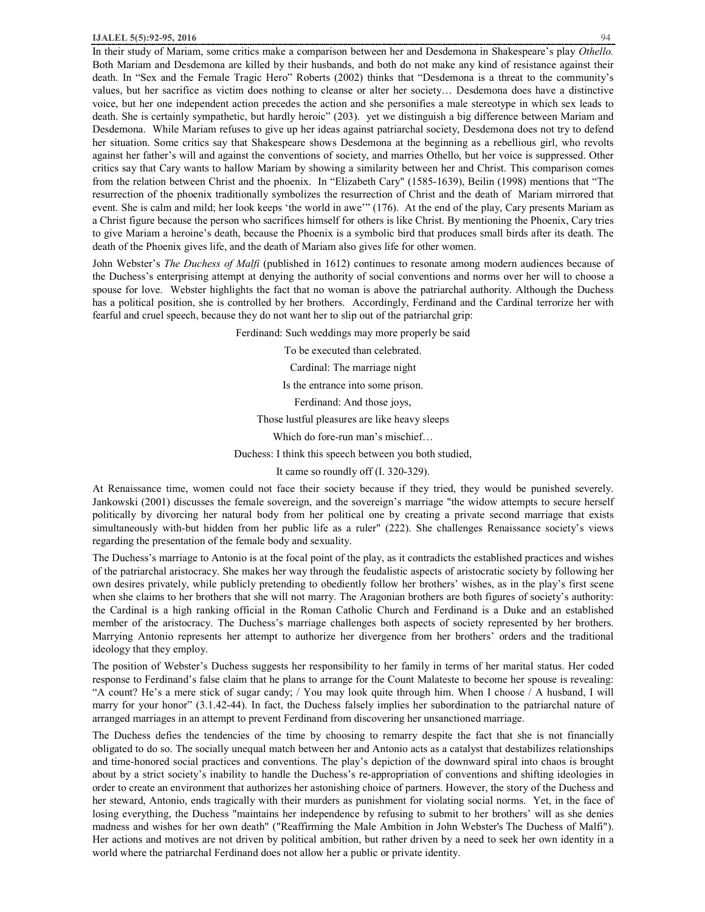In their study of Mariam, some critics make a comparison between her and Desdemona in Shakespeare's play *Othello.* Both Mariam and Desdemona are killed by their husbands, and both do not make any kind of resistance against their death. In "Sex and the Female Tragic Hero" Roberts (2002) thinks that "Desdemona is a threat to the community's values, but her sacrifice as victim does nothing to cleanse or alter her society… Desdemona does have a distinctive voice, but her one independent action precedes the action and she personifies a male stereotype in which sex leads to death. She is certainly sympathetic, but hardly heroic" (203). yet we distinguish a big difference between Mariam and Desdemona. While Mariam refuses to give up her ideas against patriarchal society, Desdemona does not try to defend her situation. Some critics say that Shakespeare shows Desdemona at the beginning as a rebellious girl, who revolts against her father's will and against the conventions of society, and marries Othello, but her voice is suppressed. Other critics say that Cary wants to hallow Mariam by showing a similarity between her and Christ. This comparison comes from the relation between Christ and the phoenix. In "Elizabeth Cary" (1585-1639), Beilin (1998) mentions that "The resurrection of the phoenix traditionally symbolizes the resurrection of Christ and the death of Mariam mirrored that event. She is calm and mild; her look keeps 'the world in awe'" (176). At the end of the play, Cary presents Mariam as a Christ figure because the person who sacrifices himself for others is like Christ. By mentioning the Phoenix, Cary tries to give Mariam a heroine's death, because the Phoenix is a symbolic bird that produces small birds after its death. The death of the Phoenix gives life, and the death of Mariam also gives life for other women.

John Webster's *The Duchess of Malfi* (published in 1612) continues to resonate among modern audiences because of the Duchess's enterprising attempt at denying the authority of social conventions and norms over her will to choose a spouse for love. Webster highlights the fact that no woman is above the patriarchal authority. Although the Duchess has a political position, she is controlled by her brothers. Accordingly, Ferdinand and the Cardinal terrorize her with fearful and cruel speech, because they do not want her to slip out of the patriarchal grip:

> Ferdinand: Such weddings may more properly be said
>
> To be executed than celebrated.
>
> Cardinal: The marriage night
>
> Is the entrance into some prison.
>
> Ferdinand: And those joys,
>
> Those lustful pleasures are like heavy sleeps
>
> Which do fore-run man's mischief…
>
> Duchess: I think this speech between you both studied,
>
> It came so roundly off (I. 320-329).

At Renaissance time, women could not face their society because if they tried, they would be punished severely. Jankowski (2001) discusses the female sovereign, and the sovereign's marriage "the widow attempts to secure herself politically by divorcing her natural body from her political one by creating a private second marriage that exists simultaneously with-but hidden from her public life as a ruler" (222). She challenges Renaissance society's views regarding the presentation of the female body and sexuality.

The Duchess's marriage to Antonio is at the focal point of the play, as it contradicts the established practices and wishes of the patriarchal aristocracy. She makes her way through the feudalistic aspects of aristocratic society by following her own desires privately, while publicly pretending to obediently follow her brothers' wishes, as in the play's first scene when she claims to her brothers that she will not marry. The Aragonian brothers are both figures of society's authority: the Cardinal is a high ranking official in the Roman Catholic Church and Ferdinand is a Duke and an established member of the aristocracy. The Duchess's marriage challenges both aspects of society represented by her brothers. Marrying Antonio represents her attempt to authorize her divergence from her brothers' orders and the traditional ideology that they employ.

The position of Webster's Duchess suggests her responsibility to her family in terms of her marital status. Her coded response to Ferdinand's false claim that he plans to arrange for the Count Malateste to become her spouse is revealing: "A count? He's a mere stick of sugar candy; / You may look quite through him. When I choose / A husband, I will marry for your honor" (3.1.42-44). In fact, the Duchess falsely implies her subordination to the patriarchal nature of arranged marriages in an attempt to prevent Ferdinand from discovering her unsanctioned marriage.

The Duchess defies the tendencies of the time by choosing to remarry despite the fact that she is not financially obligated to do so. The socially unequal match between her and Antonio acts as a catalyst that destabilizes relationships and time-honored social practices and conventions. The play's depiction of the downward spiral into chaos is brought about by a strict society's inability to handle the Duchess's re-appropriation of conventions and shifting ideologies in order to create an environment that authorizes her astonishing choice of partners. However, the story of the Duchess and her steward, Antonio, ends tragically with their murders as punishment for violating social norms. Yet, in the face of losing everything, the Duchess "maintains her independence by refusing to submit to her brothers' will as she denies madness and wishes for her own death" ("Reaffirming the Male Ambition in John Webster's The Duchess of Malfi"). Her actions and motives are not driven by political ambition, but rather driven by a need to seek her own identity in a world where the patriarchal Ferdinand does not allow her a public or private identity.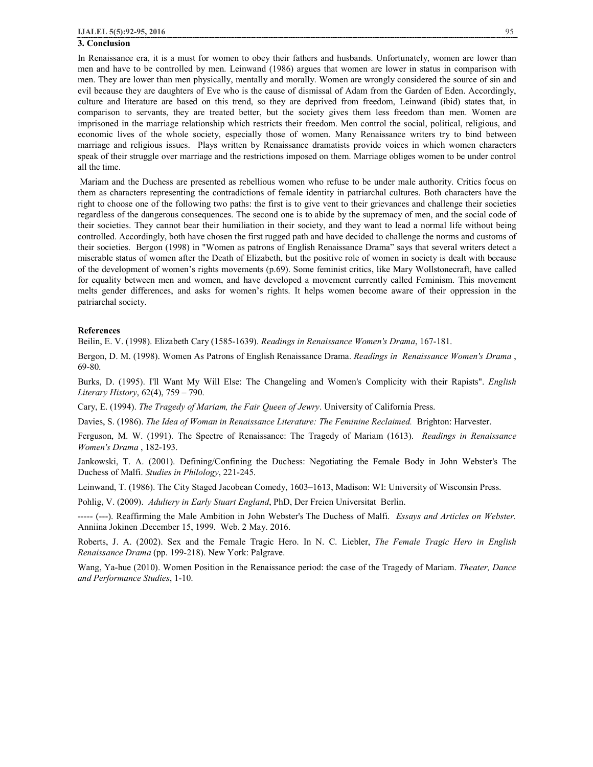## 3. Conclusion

In Renaissance era, it is a must for women to obey their fathers and husbands. Unfortunately, women are lower than men and have to be controlled by men. Leinwand (1986) argues that women are lower in status in comparison with men. They are lower than men physically, mentally and morally. Women are wrongly considered the source of sin and evil because they are daughters of Eve who is the cause of dismissal of Adam from the Garden of Eden. Accordingly, culture and literature are based on this trend, so they are deprived from freedom, Leinwand (ibid) states that, in comparison to servants, they are treated better, but the society gives them less freedom than men. Women are imprisoned in the marriage relationship which restricts their freedom. Men control the social, political, religious, and economic lives of the whole society, especially those of women. Many Renaissance writers try to bind between marriage and religious issues. Plays written by Renaissance dramatists provide voices in which women characters speak of their struggle over marriage and the restrictions imposed on them. Marriage obliges women to be under control all the time.

Mariam and the Duchess are presented as rebellious women who refuse to be under male authority. Critics focus on them as characters representing the contradictions of female identity in patriarchal cultures. Both characters have the right to choose one of the following two paths: the first is to give vent to their grievances and challenge their societies regardless of the dangerous consequences. The second one is to abide by the supremacy of men, and the social code of their societies. They cannot bear their humiliation in their society, and they want to lead a normal life without being controlled. Accordingly, both have chosen the first rugged path and have decided to challenge the norms and customs of their societies. Bergon (1998) in "Women as patrons of English Renaissance Drama" says that several writers detect a miserable status of women after the Death of Elizabeth, but the positive role of women in society is dealt with because of the development of women's rights movements (p.69). Some feminist critics, like Mary Wollstonecraft, have called for equality between men and women, and have developed a movement currently called Feminism. This movement melts gender differences, and asks for women's rights. It helps women become aware of their oppression in the patriarchal society.

## References

Beilin, E. V. (1998). Elizabeth Cary (1585-1639). *Readings in Renaissance Women's Drama*, 167-181.

Bergon, D. M. (1998). Women As Patrons of English Renaissance Drama. *Readings in Renaissance Women's Drama* , 69-80.

Burks, D. (1995). I'll Want My Will Else: The Changeling and Women's Complicity with their Rapists". *English Literary History*, 62(4), 759 – 790.

Cary, E. (1994). *The Tragedy of Mariam, the Fair Queen of Jewry*. University of California Press.

Davies, S. (1986). *The Idea of Woman in Renaissance Literature: The Feminine Reclaimed.* Brighton: Harvester.

Ferguson, M. W. (1991). The Spectre of Renaissance: The Tragedy of Mariam (1613). *Readings in Renaissance Women's Drama* , 182-193.

Jankowski, T. A. (2001). Defining/Confining the Duchess: Negotiating the Female Body in John Webster's The Duchess of Malfi. *Studies in Philology*, 221-245.

Leinwand, T. (1986). The City Staged Jacobean Comedy, 1603–1613, Madison: WI: University of Wisconsin Press.

Pohlig, V. (2009). *Adultery in Early Stuart England*, PhD, Der Freien Universitat Berlin.

----- (---). Reaffirming the Male Ambition in John Webster's The Duchess of Malfi. *Essays and Articles on Webster.* Anniina Jokinen .December 15, 1999. Web. 2 May. 2016.

Roberts, J. A. (2002). Sex and the Female Tragic Hero. In N. C. Liebler, *The Female Tragic Hero in English Renaissance Drama* (pp. 199-218). New York: Palgrave.

Wang, Ya-hue (2010). Women Position in the Renaissance period: the case of the Tragedy of Mariam. *Theater, Dance and Performance Studies*, 1-10.